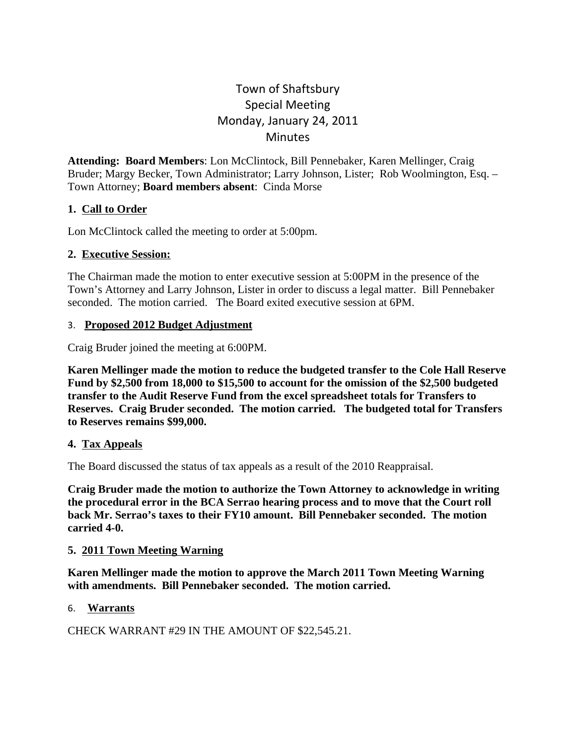# Town of Shaftsbury
## Special Meeting
## Monday, January 24, 2011
## Minutes

**Attending: Board Members**: Lon McClintock, Bill Pennebaker, Karen Mellinger, Craig Bruder; Margy Becker, Town Administrator; Larry Johnson, Lister; Rob Woolmington, Esq. – Town Attorney; **Board members absent**: Cinda Morse

### 1. Call to Order

Lon McClintock called the meeting to order at 5:00pm.

### 2. Executive Session:

The Chairman made the motion to enter executive session at 5:00PM in the presence of the Town's Attorney and Larry Johnson, Lister in order to discuss a legal matter. Bill Pennebaker seconded. The motion carried. The Board exited executive session at 6PM.

### 3. Proposed 2012 Budget Adjustment

Craig Bruder joined the meeting at 6:00PM.

**Karen Mellinger made the motion to reduce the budgeted transfer to the Cole Hall Reserve Fund by $2,500 from 18,000 to $15,500 to account for the omission of the $2,500 budgeted transfer to the Audit Reserve Fund from the excel spreadsheet totals for Transfers to Reserves. Craig Bruder seconded. The motion carried. The budgeted total for Transfers to Reserves remains $99,000.**

### 4. Tax Appeals

The Board discussed the status of tax appeals as a result of the 2010 Reappraisal.

**Craig Bruder made the motion to authorize the Town Attorney to acknowledge in writing the procedural error in the BCA Serrao hearing process and to move that the Court roll back Mr. Serrao's taxes to their FY10 amount. Bill Pennebaker seconded. The motion carried 4-0.**

### 5. 2011 Town Meeting Warning

**Karen Mellinger made the motion to approve the March 2011 Town Meeting Warning with amendments. Bill Pennebaker seconded. The motion carried.**

### 6. Warrants

CHECK WARRANT #29 IN THE AMOUNT OF $22,545.21.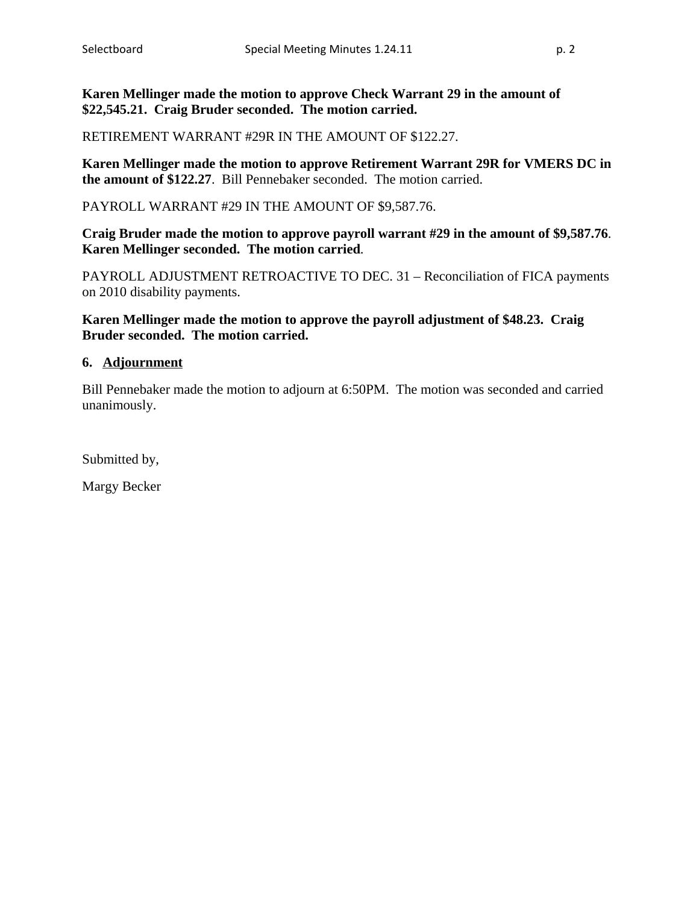**Karen Mellinger made the motion to approve Check Warrant 29 in the amount of $22,545.21. Craig Bruder seconded. The motion carried.**

RETIREMENT WARRANT #29R IN THE AMOUNT OF $122.27.

**Karen Mellinger made the motion to approve Retirement Warrant 29R for VMERS DC in the amount of $122.27**. Bill Pennebaker seconded. The motion carried.

PAYROLL WARRANT #29 IN THE AMOUNT OF $9,587.76.

**Craig Bruder made the motion to approve payroll warrant #29 in the amount of $9,587.76. Karen Mellinger seconded. The motion carried**.

PAYROLL ADJUSTMENT RETROACTIVE TO DEC. 31 – Reconciliation of FICA payments on 2010 disability payments.

**Karen Mellinger made the motion to approve the payroll adjustment of $48.23. Craig Bruder seconded. The motion carried.**

## 6. Adjournment

Bill Pennebaker made the motion to adjourn at 6:50PM. The motion was seconded and carried unanimously.

Submitted by,

Margy Becker